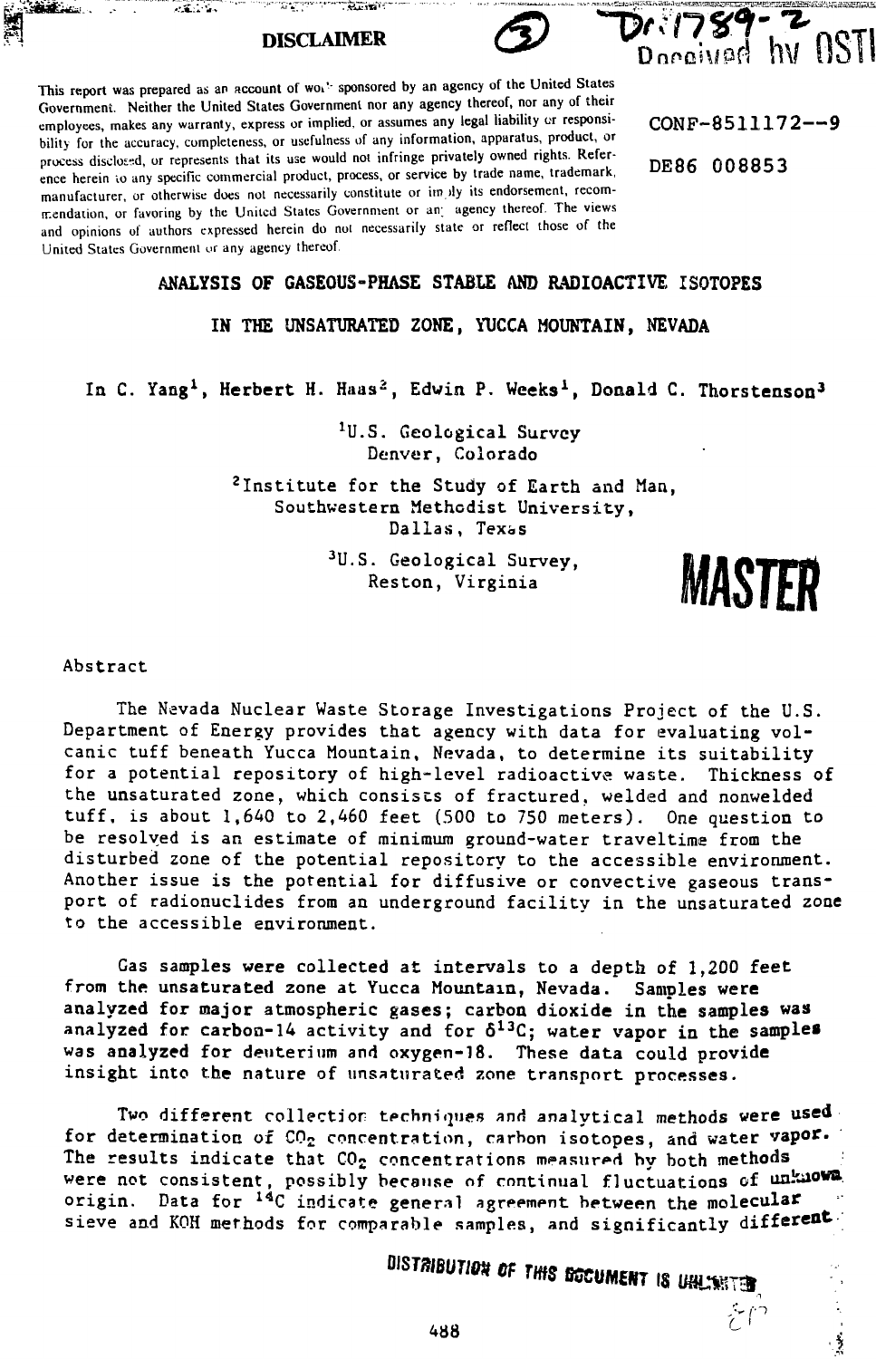**DISCLAIMER**

This report was prepared as an account of work sponsored by an agency of the United States Government. Neither the United States Government nor any agency thereof, nor any of their employees, makes any warranty, express or implied, or assumes any legal liability or responsibility for the accuracy, completeness, or usefulness of any information, apparatus, product, or process disclosed, or represents that its use would not infringe privately owned rights. Reference herein to any specific commercial product, process, or service by trade name, trademark, manufacturer, or otherwise does not necessarily constitute or imply its endorsement, recommendation, or favoring by the United States Government or any agency thereof. The views and opinions of authors expressed herein do not necessarily state or reflect those of the United States Government or any agency thereof.

CONF-8511172--9

DE86 008853

# ANALYSIS OF GASEOUS-PHASE STABLE AND RADIOACTIVE ISOTOPES IN THE UNSATURATED ZONE, YUCCA MOUNTAIN, NEVADA

In C. Yang[1], Herbert H. Haas[2], Edwin P. Weeks[1], Donald C. Thorstenson[3]

[1]U.S. Geological Survey
Denver, Colorado

[2]Institute for the Study of Earth and Man,
Southwestern Methodist University,
Dallas, Texas

[3]U.S. Geological Survey,
Reston, Virginia

**MASTER**

## Abstract

The Nevada Nuclear Waste Storage Investigations Project of the U.S. Department of Energy provides that agency with data for evaluating volcanic tuff beneath Yucca Mountain, Nevada, to determine its suitability for a potential repository of high-level radioactive waste. Thickness of the unsaturated zone, which consists of fractured, welded and nonwelded tuff, is about 1,640 to 2,460 feet (500 to 750 meters). One question to be resolved is an estimate of minimum ground-water traveltime from the disturbed zone of the potential repository to the accessible environment. Another issue is the potential for diffusive or convective gaseous transport of radionuclides from an underground facility in the unsaturated zone to the accessible environment.

Gas samples were collected at intervals to a depth of 1,200 feet from the unsaturated zone at Yucca Mountain, Nevada. Samples were analyzed for major atmospheric gases; carbon dioxide in the samples was analyzed for carbon-14 activity and for $\delta^{13}C$; water vapor in the samples was analyzed for deuterium and oxygen-18. These data could provide insight into the nature of unsaturated zone transport processes.

Two different collection techniques and analytical methods were used for determination of $CO_2$ concentration, carbon isotopes, and water vapor. The results indicate that $CO_2$ concentrations measured by both methods were not consistent, possibly because of continual fluctuations of unknown origin. Data for $^{14}C$ indicate general agreement between the molecular sieve and KOH methods for comparable samples, and significantly different

DISTRIBUTION OF THIS DOCUMENT IS UNLIMITED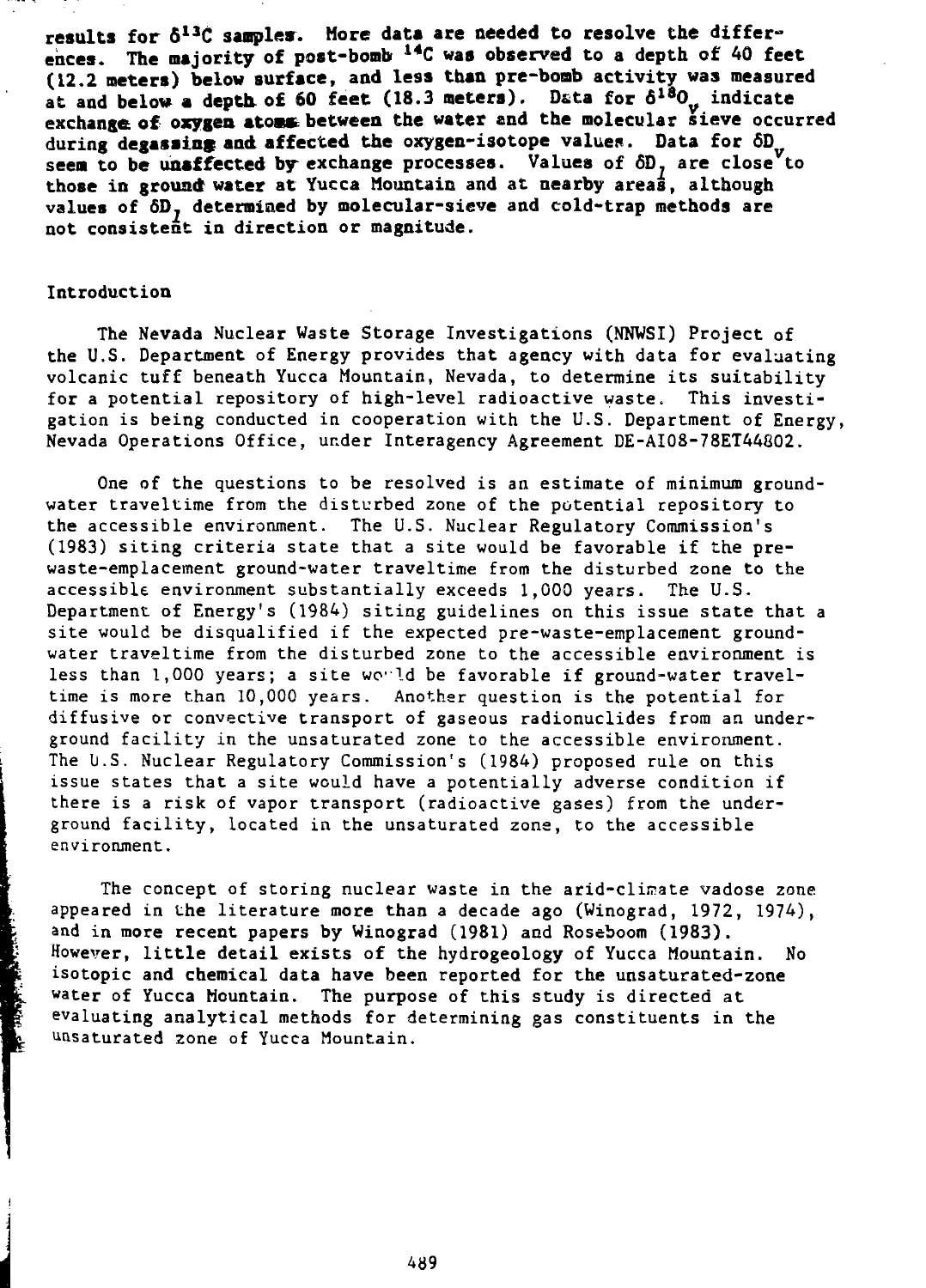results for $\delta^{13}C$ samples. More data are needed to resolve the differences. The majority of post-bomb $^{14}C$ was observed to a depth of 40 feet (12.2 meters) below surface, and less than pre-bomb activity was measured at and below a depth of 60 feet (18.3 meters). Data for $\delta^{18}O_v$ indicate exchange of oxygen atoms between the water and the molecular sieve occurred during degassing and affected the oxygen-isotope values. Data for $\delta D_v$ seem to be unaffected by exchange processes. Values of $\delta D_l$ are close to those in ground water at Yucca Mountain and at nearby areas, although values of $\delta D_l$ determined by molecular-sieve and cold-trap methods are not consistent in direction or magnitude.

## Introduction

The Nevada Nuclear Waste Storage Investigations (NNWSI) Project of the U.S. Department of Energy provides that agency with data for evaluating volcanic tuff beneath Yucca Mountain, Nevada, to determine its suitability for a potential repository of high-level radioactive waste. This investigation is being conducted in cooperation with the U.S. Department of Energy, Nevada Operations Office, under Interagency Agreement DE-AI08-78ET44802.

One of the questions to be resolved is an estimate of minimum groundwater traveltime from the disturbed zone of the potential repository to the accessible environment. The U.S. Nuclear Regulatory Commission's (1983) siting criteria state that a site would be favorable if the pre-waste-emplacement ground-water traveltime from the disturbed zone to the accessible environment substantially exceeds 1,000 years. The U.S. Department of Energy's (1984) siting guidelines on this issue state that a site would be disqualified if the expected pre-waste-emplacement groundwater traveltime from the disturbed zone to the accessible environment is less than 1,000 years; a site would be favorable if ground-water traveltime is more than 10,000 years. Another question is the potential for diffusive or convective transport of gaseous radionuclides from an underground facility in the unsaturated zone to the accessible environment. The U.S. Nuclear Regulatory Commission's (1984) proposed rule on this issue states that a site would have a potentially adverse condition if there is a risk of vapor transport (radioactive gases) from the underground facility, located in the unsaturated zone, to the accessible environment.

The concept of storing nuclear waste in the arid-climate vadose zone appeared in the literature more than a decade ago (Winograd, 1972, 1974), and in more recent papers by Winograd (1981) and Roseboom (1983). However, little detail exists of the hydrogeology of Yucca Mountain. No isotopic and chemical data have been reported for the unsaturated-zone water of Yucca Mountain. The purpose of this study is directed at evaluating analytical methods for determining gas constituents in the unsaturated zone of Yucca Mountain.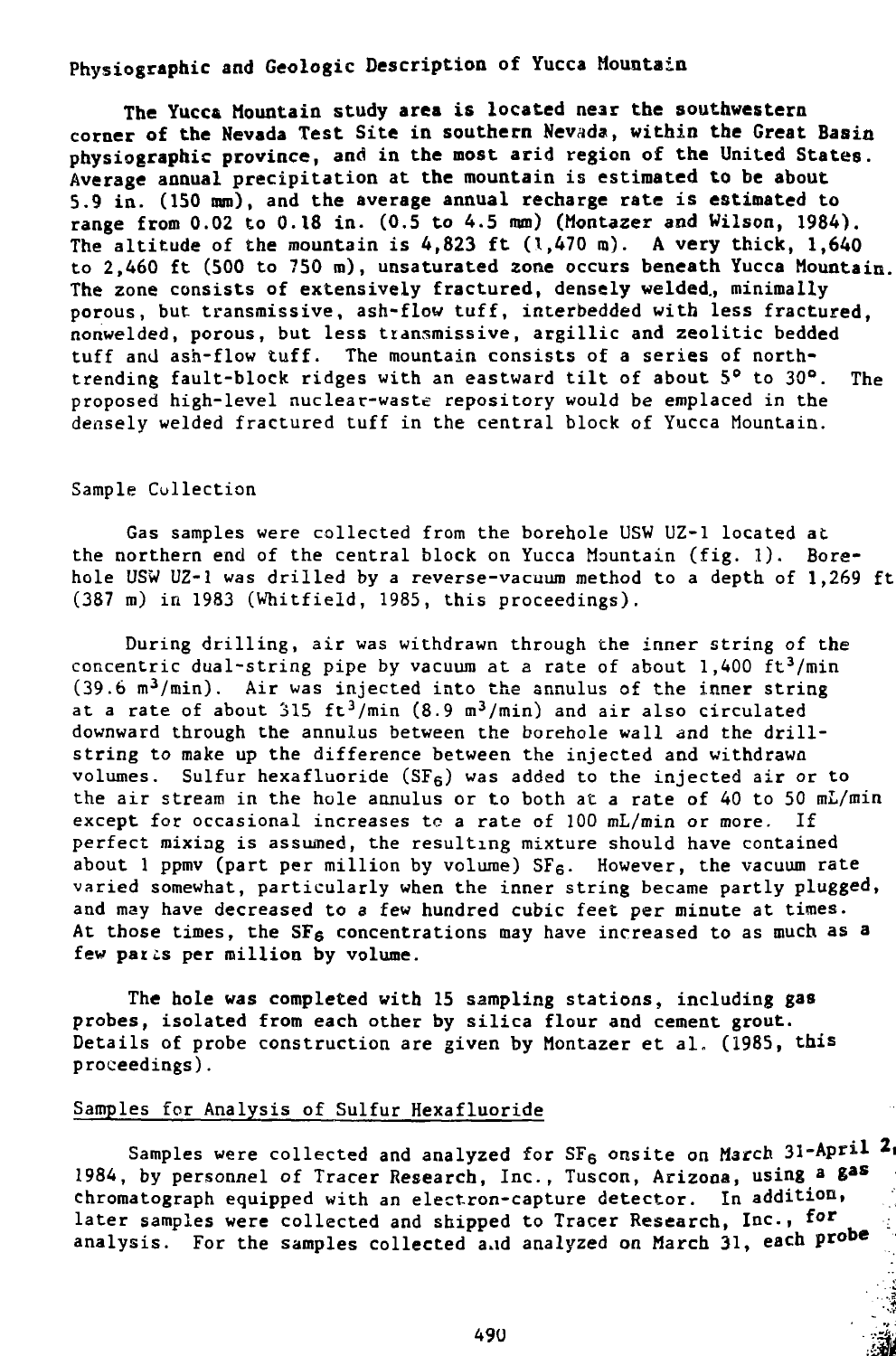## Physiographic and Geologic Description of Yucca Mountain

The Yucca Mountain study area is located near the southwestern corner of the Nevada Test Site in southern Nevada, within the Great Basin physiographic province, and in the most arid region of the United States. Average annual precipitation at the mountain is estimated to be about 5.9 in. (150 mm), and the average annual recharge rate is estimated to range from 0.02 to 0.18 in. (0.5 to 4.5 mm) (Montazer and Wilson, 1984). The altitude of the mountain is 4,823 ft (1,470 m). A very thick, 1,640 to 2,460 ft (500 to 750 m), unsaturated zone occurs beneath Yucca Mountain. The zone consists of extensively fractured, densely welded, minimally porous, but transmissive, ash-flow tuff, interbedded with less fractured, nonwelded, porous, but less transmissive, argillic and zeolitic bedded tuff and ash-flow tuff. The mountain consists of a series of north-trending fault-block ridges with an eastward tilt of about 5° to 30°. The proposed high-level nuclear-waste repository would be emplaced in the densely welded fractured tuff in the central block of Yucca Mountain.

## Sample Collection

Gas samples were collected from the borehole USW UZ-1 located at the northern end of the central block on Yucca Mountain (fig. 1). Borehole USW UZ-1 was drilled by a reverse-vacuum method to a depth of 1,269 ft (387 m) in 1983 (Whitfield, 1985, this proceedings).

During drilling, air was withdrawn through the inner string of the concentric dual-string pipe by vacuum at a rate of about 1,400 $ft^3$/min (39.6 $m^3$/min). Air was injected into the annulus of the inner string at a rate of about 315 $ft^3$/min (8.9 $m^3$/min) and air also circulated downward through the annulus between the borehole wall and the drill-string to make up the difference between the injected and withdrawn volumes. Sulfur hexafluoride ($SF_6$) was added to the injected air or to the air stream in the hole annulus or to both at a rate of 40 to 50 mL/min except for occasional increases to a rate of 100 mL/min or more. If perfect mixing is assumed, the resulting mixture should have contained about 1 ppmv (part per million by volume) $SF_6$. However, the vacuum rate varied somewhat, particularly when the inner string became partly plugged, and may have decreased to a few hundred cubic feet per minute at times. At those times, the $SF_6$ concentrations may have increased to as much as a few parts per million by volume.

The hole was completed with 15 sampling stations, including gas probes, isolated from each other by silica flour and cement grout. Details of probe construction are given by Montazer et al. (1985, this proceedings).

### Samples for Analysis of Sulfur Hexafluoride

Samples were collected and analyzed for $SF_6$ onsite on March 31-April 2, 1984, by personnel of Tracer Research, Inc., Tuscon, Arizona, using a gas chromatograph equipped with an electron-capture detector. In addition, later samples were collected and shipped to Tracer Research, Inc., for analysis. For the samples collected and analyzed on March 31, each probe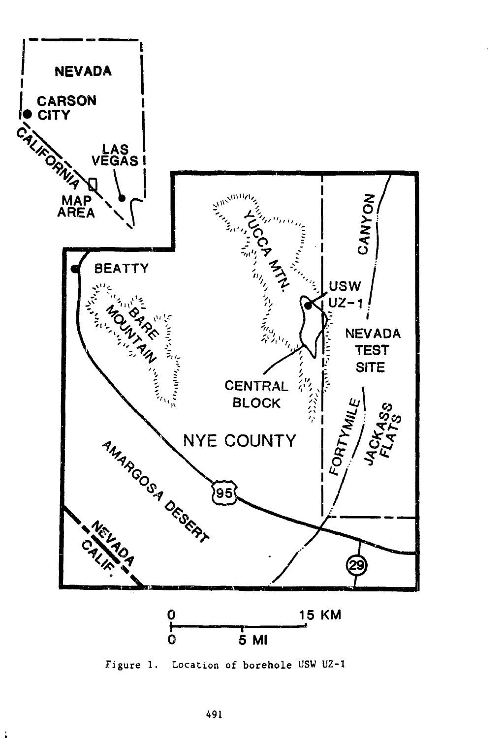Figure 1. Location of borehole USW UZ-1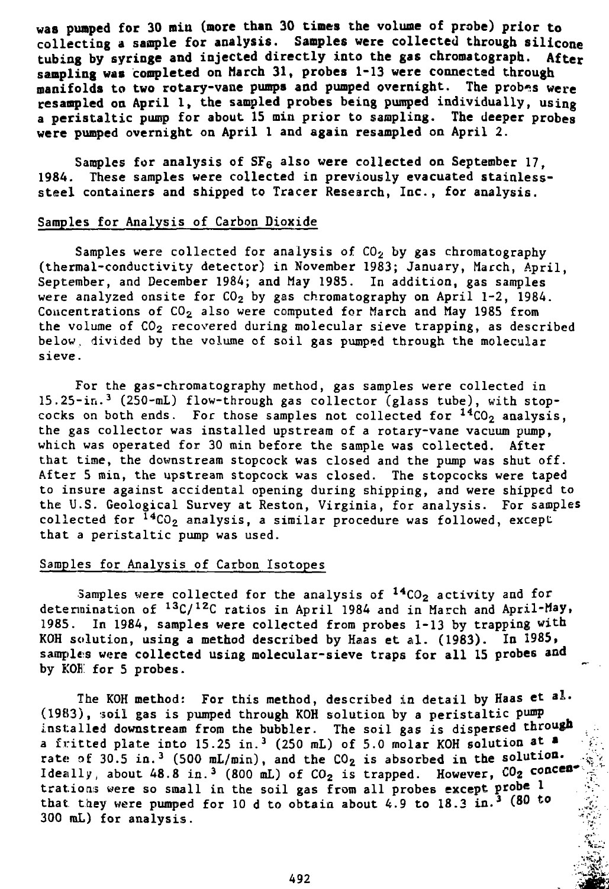was pumped for 30 min (more than 30 times the volume of probe) prior to collecting a sample for analysis. Samples were collected through silicone tubing by syringe and injected directly into the gas chromatograph. After sampling was completed on March 31, probes 1-13 were connected through manifolds to two rotary-vane pumps and pumped overnight. The probes were resampled on April 1, the sampled probes being pumped individually, using a peristaltic pump for about 15 min prior to sampling. The deeper probes were pumped overnight on April 1 and again resampled on April 2.

Samples for analysis of $SF_6$ also were collected on September 17, 1984. These samples were collected in previously evacuated stainless-steel containers and shipped to Tracer Research, Inc., for analysis.

## Samples for Analysis of Carbon Dioxide

Samples were collected for analysis of $CO_2$ by gas chromatography (thermal-conductivity detector) in November 1983; January, March, April, September, and December 1984; and May 1985. In addition, gas samples were analyzed onsite for $CO_2$ by gas chromatography on April 1-2, 1984. Concentrations of $CO_2$ also were computed for March and May 1985 from the volume of $CO_2$ recovered during molecular sieve trapping, as described below, divided by the volume of soil gas pumped through the molecular sieve.

For the gas-chromatography method, gas samples were collected in 15.25-in.$^3$ (250-mL) flow-through gas collector (glass tube), with stopcocks on both ends. For those samples not collected for $^{14}CO_2$ analysis, the gas collector was installed upstream of a rotary-vane vacuum pump, which was operated for 30 min before the sample was collected. After that time, the downstream stopcock was closed and the pump was shut off. After 5 min, the upstream stopcock was closed. The stopcocks were taped to insure against accidental opening during shipping, and were shipped to the U.S. Geological Survey at Reston, Virginia, for analysis. For samples collected for $^{14}CO_2$ analysis, a similar procedure was followed, except that a peristaltic pump was used.

## Samples for Analysis of Carbon Isotopes

Samples were collected for the analysis of $^{14}CO_2$ activity and for determination of $^{13}C/^{12}C$ ratios in April 1984 and in March and April-May, 1985. In 1984, samples were collected from probes 1-13 by trapping with KOH solution, using a method described by Haas et al. (1983). In 1985, samples were collected using molecular-sieve traps for all 15 probes and by KOH for 5 probes.

The KOH method: For this method, described in detail by Haas et al. (1983), soil gas is pumped through KOH solution by a peristaltic pump installed downstream from the bubbler. The soil gas is dispersed through a fritted plate into 15.25 in.$^3$ (250 mL) of 5.0 molar KOH solution at a rate of 30.5 in.$^3$ (500 mL/min), and the $CO_2$ is absorbed in the solution. Ideally, about 48.8 in.$^3$ (800 mL) of $CO_2$ is trapped. However, $CO_2$ concentrations were so small in the soil gas from all probes except probe 1 that they were pumped for 10 d to obtain about 4.9 to 18.3 in.$^3$ (80 to 300 mL) for analysis.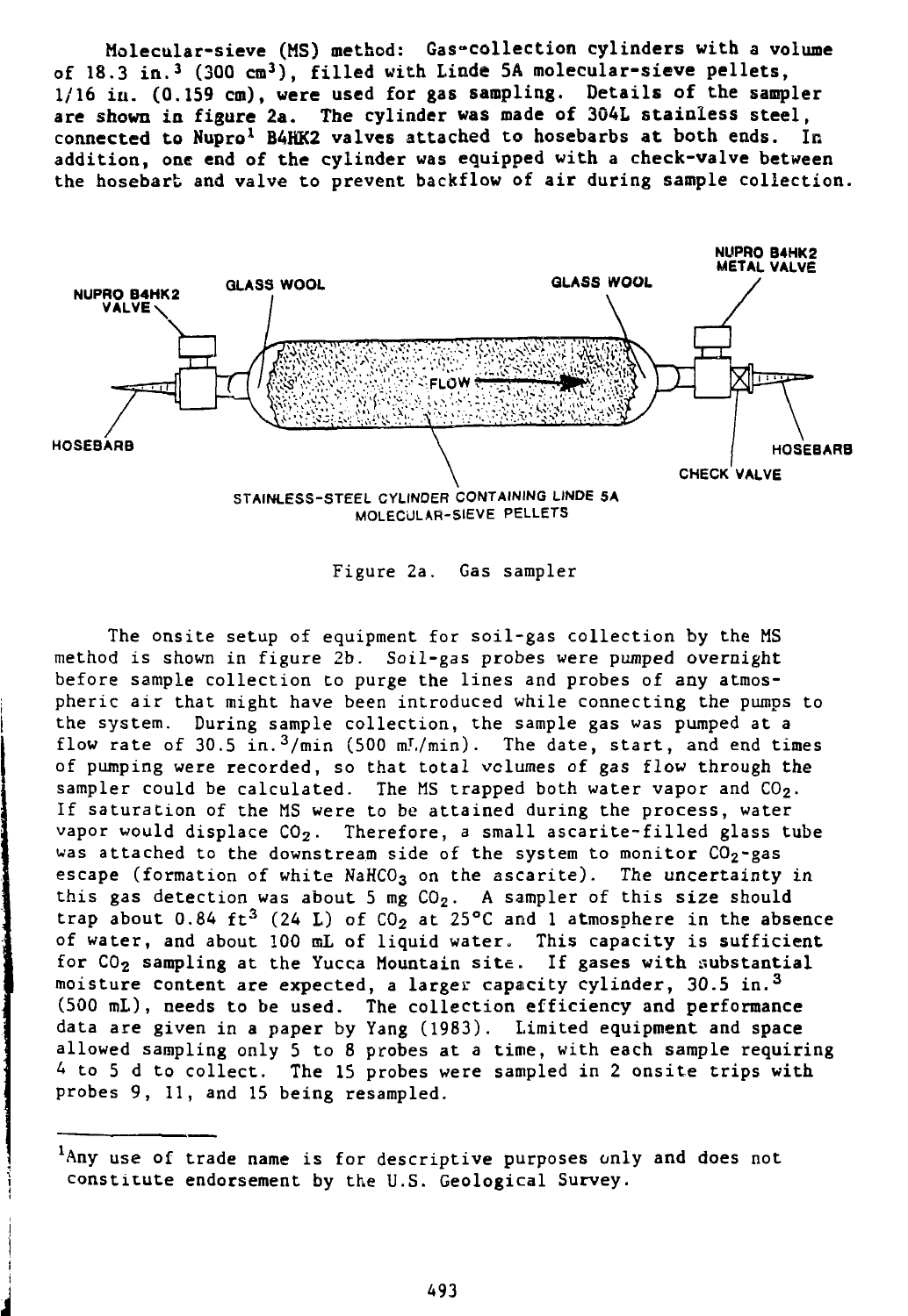Molecular-sieve (MS) method: Gas-collection cylinders with a volume of 18.3 in.$^3$ (300 cm$^3$), filled with Linde 5A molecular-sieve pellets, 1/16 in. (0.159 cm), were used for gas sampling. Details of the sampler are shown in figure 2a. The cylinder was made of 304L stainless steel, connected to Nupro[1] B4HK2 valves attached to hosebarbs at both ends. In addition, one end of the cylinder was equipped with a check-valve between the hosebarb and valve to prevent backflow of air during sample collection.

Figure 2a. Gas sampler

The onsite setup of equipment for soil-gas collection by the MS method is shown in figure 2b. Soil-gas probes were pumped overnight before sample collection to purge the lines and probes of any atmospheric air that might have been introduced while connecting the pumps to the system. During sample collection, the sample gas was pumped at a flow rate of 30.5 in.$^3$/min (500 mL/min). The date, start, and end times of pumping were recorded, so that total volumes of gas flow through the sampler could be calculated. The MS trapped both water vapor and $CO_2$. If saturation of the MS were to be attained during the process, water vapor would displace $CO_2$. Therefore, a small ascarite-filled glass tube was attached to the downstream side of the system to monitor $CO_2$-gas escape (formation of white $NaHCO_3$ on the ascarite). The uncertainty in this gas detection was about 5 mg $CO_2$. A sampler of this size should trap about 0.84 ft$^3$ (24 L) of $CO_2$ at 25°C and 1 atmosphere in the absence of water, and about 100 mL of liquid water. This capacity is sufficient for $CO_2$ sampling at the Yucca Mountain site. If gases with substantial moisture content are expected, a larger capacity cylinder, 30.5 in.$^3$ (500 mL), needs to be used. The collection efficiency and performance data are given in a paper by Yang (1983). Limited equipment and space allowed sampling only 5 to 8 probes at a time, with each sample requiring 4 to 5 d to collect. The 15 probes were sampled in 2 onsite trips with probes 9, 11, and 15 being resampled.

---

[1]Any use of trade name is for descriptive purposes only and does not constitute endorsement by the U.S. Geological Survey.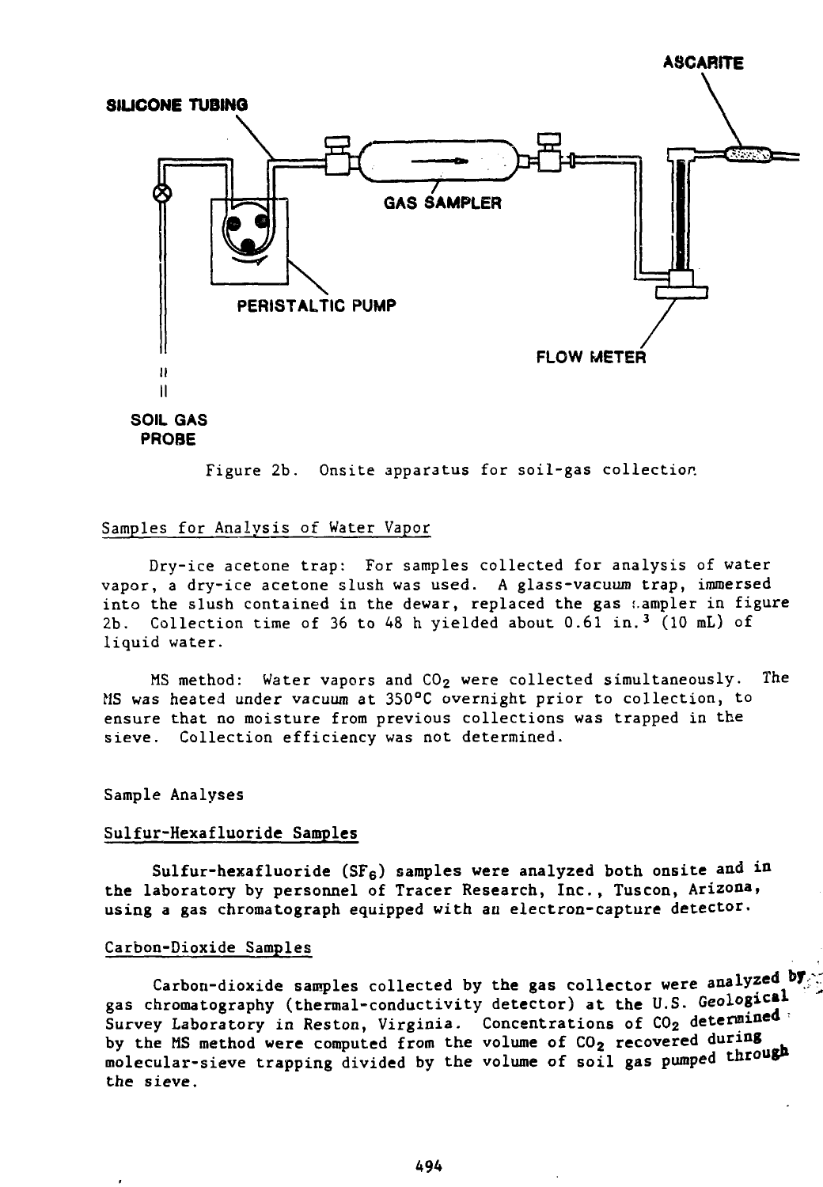Figure 2b. Onsite apparatus for soil-gas collection.

### Samples for Analysis of Water Vapor

Dry-ice acetone trap: For samples collected for analysis of water vapor, a dry-ice acetone slush was used. A glass-vacuum trap, immersed into the slush contained in the dewar, replaced the gas sampler in figure 2b. Collection time of 36 to 48 h yielded about 0.61 in.$^3$ (10 mL) of liquid water.

MS method: Water vapors and $CO_2$ were collected simultaneously. The MS was heated under vacuum at 350°C overnight prior to collection, to ensure that no moisture from previous collections was trapped in the sieve. Collection efficiency was not determined.

## Sample Analyses

### Sulfur-Hexafluoride Samples

Sulfur-hexafluoride ($SF_6$) samples were analyzed both onsite and in the laboratory by personnel of Tracer Research, Inc., Tuscon, Arizona, using a gas chromatograph equipped with an electron-capture detector.

### Carbon-Dioxide Samples

Carbon-dioxide samples collected by the gas collector were analyzed by gas chromatography (thermal-conductivity detector) at the U.S. Geological Survey Laboratory in Reston, Virginia. Concentrations of $CO_2$ determined by the MS method were computed from the volume of $CO_2$ recovered during molecular-sieve trapping divided by the volume of soil gas pumped through the sieve.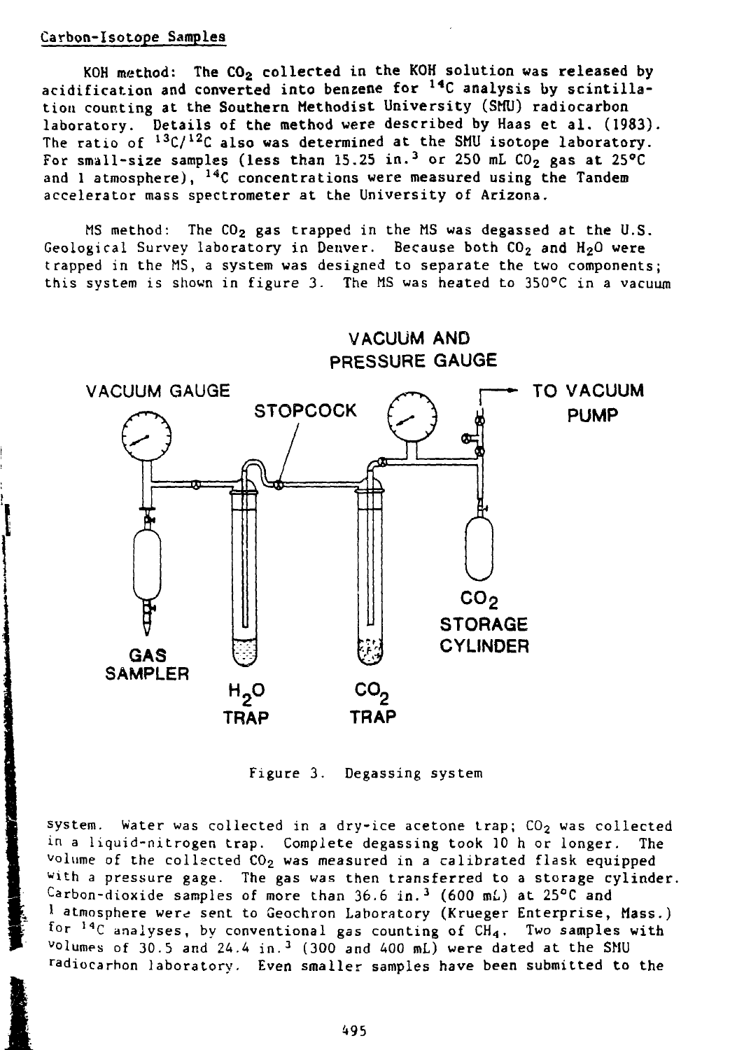Carbon-Isotope Samples

KOH method: The $CO_2$ collected in the KOH solution was released by acidification and converted into benzene for $^{14}C$ analysis by scintillation counting at the Southern Methodist University (SMU) radiocarbon laboratory. Details of the method were described by Haas et al. (1983). The ratio of $^{13}C/^{12}C$ also was determined at the SMU isotope laboratory. For small-size samples (less than 15.25 in.$^3$ or 250 mL $CO_2$ gas at 25°C and 1 atmosphere), $^{14}C$ concentrations were measured using the Tandem accelerator mass spectrometer at the University of Arizona.

MS method: The $CO_2$ gas trapped in the MS was degassed at the U.S. Geological Survey laboratory in Denver. Because both $CO_2$ and $H_2O$ were trapped in the MS, a system was designed to separate the two components; this system is shown in figure 3. The MS was heated to 350°C in a vacuum

Figure 3. Degassing system

system. Water was collected in a dry-ice acetone trap; $CO_2$ was collected in a liquid-nitrogen trap. Complete degassing took 10 h or longer. The volume of the collected $CO_2$ was measured in a calibrated flask equipped with a pressure gage. The gas was then transferred to a storage cylinder. Carbon-dioxide samples of more than 36.6 in.$^3$ (600 mL) at 25°C and 1 atmosphere were sent to Geochron Laboratory (Krueger Enterprise, Mass.) for $^{14}C$ analyses, by conventional gas counting of $CH_4$. Two samples with volumes of 30.5 and 24.4 in.$^3$ (300 and 400 mL) were dated at the SMU radiocarbon laboratory. Even smaller samples have been submitted to the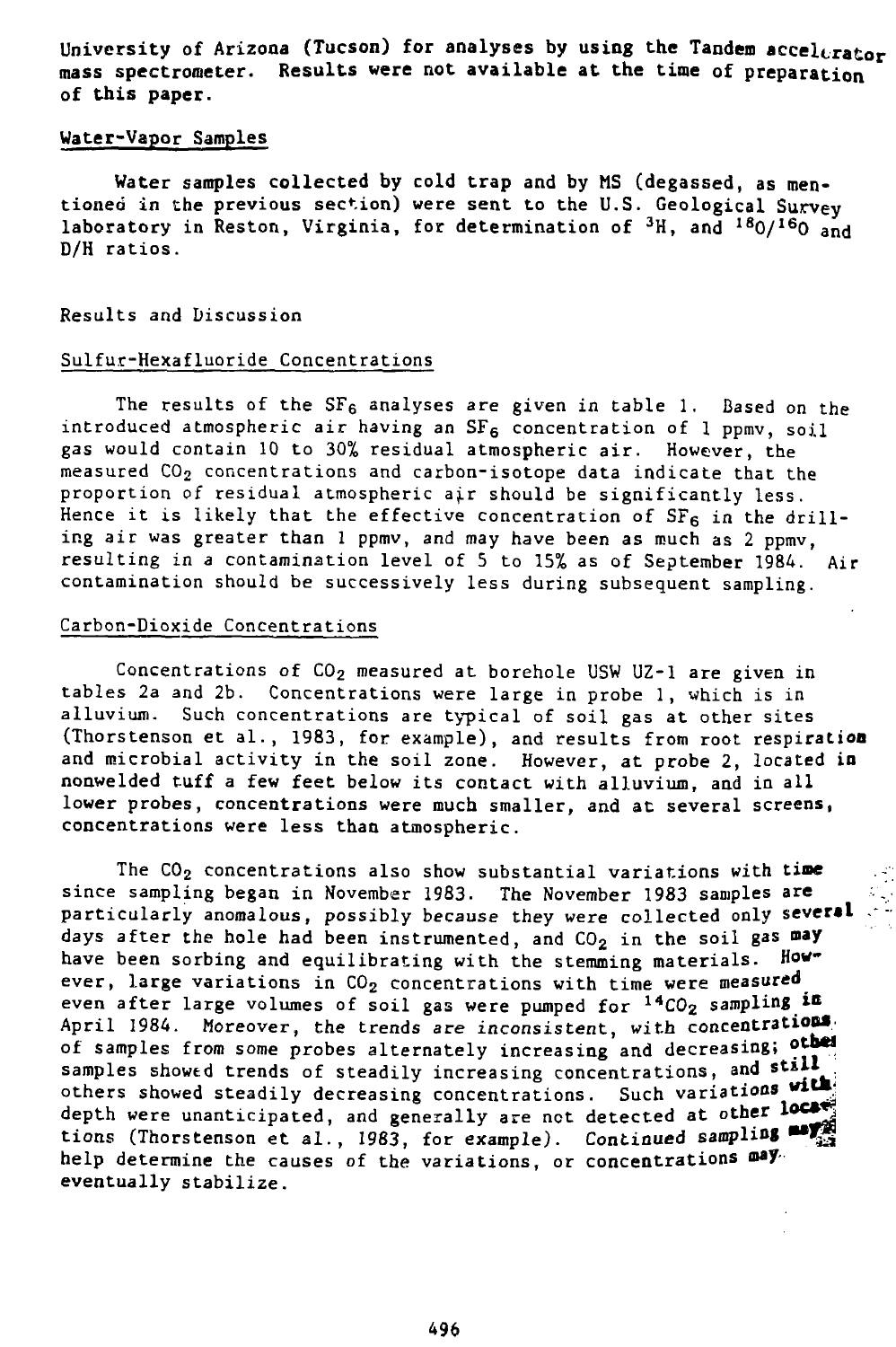University of Arizona (Tucson) for analyses by using the Tandem accelerator mass spectrometer. Results were not available at the time of preparation of this paper.

### Water-Vapor Samples

Water samples collected by cold trap and by MS (degassed, as mentioned in the previous section) were sent to the U.S. Geological Survey laboratory in Reston, Virginia, for determination of $^{3}H$, and $^{18}O/^{16}O$ and D/H ratios.

## Results and Discussion

### Sulfur-Hexafluoride Concentrations

The results of the $SF_6$ analyses are given in table 1. Based on the introduced atmospheric air having an $SF_6$ concentration of 1 ppmv, soil gas would contain 10 to 30% residual atmospheric air. However, the measured $CO_2$ concentrations and carbon-isotope data indicate that the proportion of residual atmospheric air should be significantly less. Hence it is likely that the effective concentration of $SF_6$ in the drilling air was greater than 1 ppmv, and may have been as much as 2 ppmv, resulting in a contamination level of 5 to 15% as of September 1984. Air contamination should be successively less during subsequent sampling.

### Carbon-Dioxide Concentrations

Concentrations of $CO_2$ measured at borehole USW UZ-1 are given in tables 2a and 2b. Concentrations were large in probe 1, which is in alluvium. Such concentrations are typical of soil gas at other sites (Thorstenson et al., 1983, for example), and results from root respiration and microbial activity in the soil zone. However, at probe 2, located in nonwelded tuff a few feet below its contact with alluvium, and in all lower probes, concentrations were much smaller, and at several screens, concentrations were less than atmospheric.

The $CO_2$ concentrations also show substantial variations with time since sampling began in November 1983. The November 1983 samples are particularly anomalous, possibly because they were collected only several days after the hole had been instrumented, and $CO_2$ in the soil gas may have been sorbing and equilibrating with the stemming materials. However, large variations in $CO_2$ concentrations with time were measured even after large volumes of soil gas were pumped for $^{14}CO_2$ sampling in April 1984. Moreover, the trends are inconsistent, with concentrations of samples from some probes alternately increasing and decreasing; other samples showed trends of steadily increasing concentrations, and still others showed steadily decreasing concentrations. Such variations with depth were unanticipated, and generally are not detected at other locations (Thorstenson et al., 1983, for example). Continued sampling may help determine the causes of the variations, or concentrations may eventually stabilize.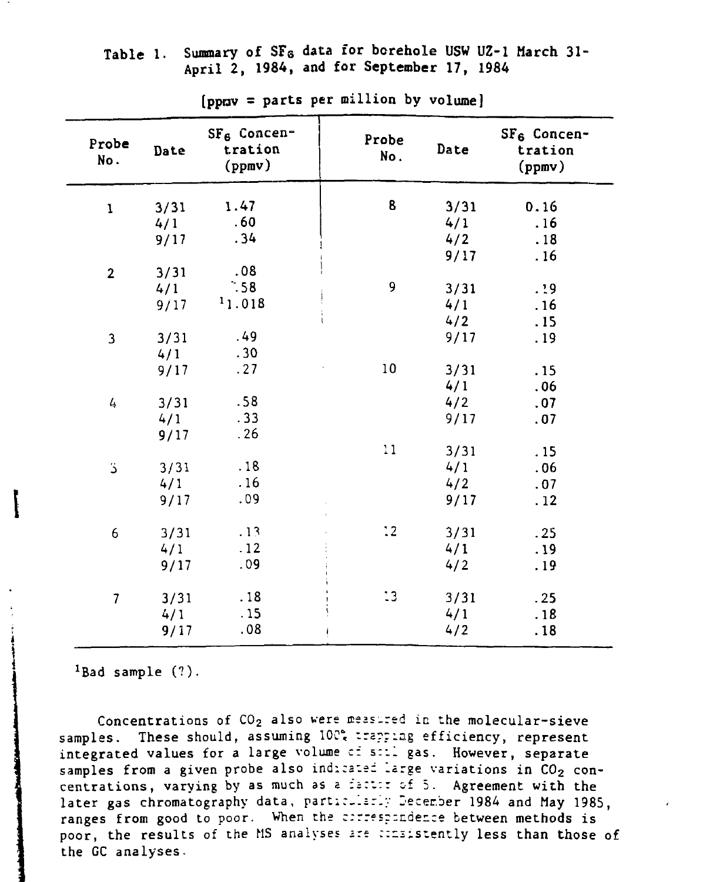Table 1. Summary of $SF_6$ data for borehole USW UZ-1 March 31-April 2, 1984, and for September 17, 1984

[ppmv = parts per million by volume]

| Probe No. | Date | $SF_6$ Concentration (ppmv) | Probe No. | Date | $SF_6$ Concentration (ppmv) |
|---|---|---|---|---|---|
| 1 | 3/31 | 1.47 | 8 | 3/31 | 0.16 |
| | 4/1 | .60 | | 4/1 | .16 |
| | 9/17 | .34 | | 4/2 | .18 |
| | | | | 9/17 | .16 |
| 2 | 3/31 | .08 | | | |
| | 4/1 | .58 | 9 | 3/31 | .19 |
| | 9/17 | [1]1.018 | | 4/1 | .16 |
| | | | | 4/2 | .15 |
| 3 | 3/31 | .49 | | 9/17 | .19 |
| | 4/1 | .30 | | | |
| | 9/17 | .27 | 10 | 3/31 | .15 |
| | | | | 4/1 | .06 |
| 4 | 3/31 | .58 | | 4/2 | .07 |
| | 4/1 | .33 | | 9/17 | .07 |
| | 9/17 | .26 | | | |
| | | | 11 | 3/31 | .15 |
| 5 | 3/31 | .18 | | 4/1 | .06 |
| | 4/1 | .16 | | 4/2 | .07 |
| | 9/17 | .09 | | 9/17 | .12 |
| 6 | 3/31 | .13 | 12 | 3/31 | .25 |
| | 4/1 | .12 | | 4/1 | .19 |
| | 9/17 | .09 | | 4/2 | .19 |
| 7 | 3/31 | .18 | 13 | 3/31 | .25 |
| | 4/1 | .15 | | 4/1 | .18 |
| | 9/17 | .08 | | 4/2 | .18 |

[1]Bad sample (?).

Concentrations of $CO_2$ also were measured in the molecular-sieve samples. These should, assuming 100% trapping efficiency, represent integrated values for a large volume of soil gas. However, separate samples from a given probe also indicated large variations in $CO_2$ concentrations, varying by as much as a factor of 5. Agreement with the later gas chromatography data, particularly December 1984 and May 1985, ranges from good to poor. When the correspondence between methods is poor, the results of the MS analyses are consistently less than those of the GC analyses.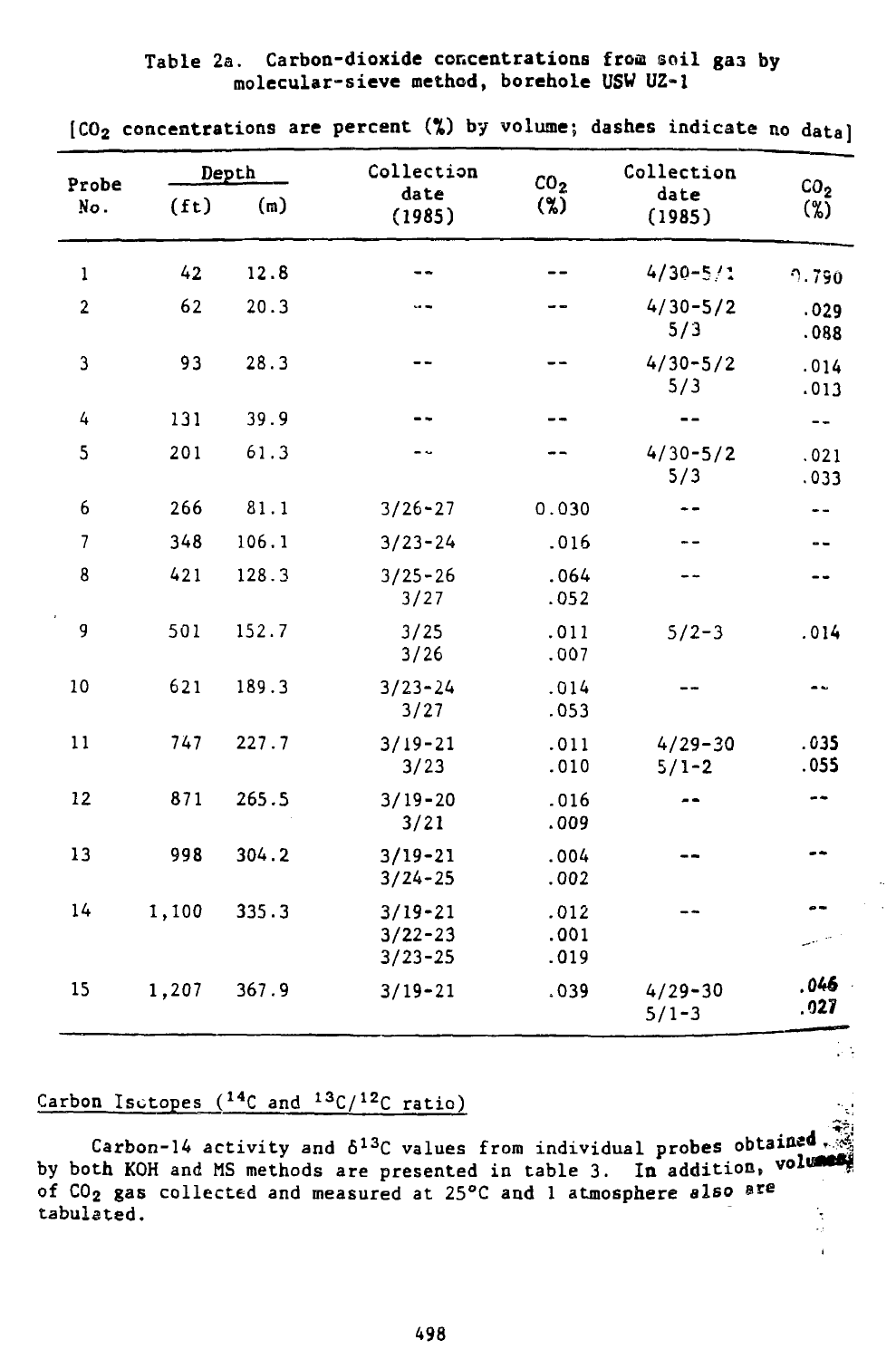Table 2a. Carbon-dioxide concentrations from soil gas by molecular-sieve method, borehole USW UZ-1

[$CO_2$ concentrations are percent (%) by volume; dashes indicate no data]

| Probe No. | Depth (ft) | Depth (m) | Collection date (1985) | $CO_2$ (%) | Collection date (1985) | $CO_2$ (%) |
|---|---|---|---|---|---|---|
| 1 | 42 | 12.8 | -- | -- | 4/30-5/1 | 0.790 |
| 2 | 62 | 20.3 | -- | -- | 4/30-5/2 | .029 |
| | | | | | 5/3 | .088 |
| 3 | 93 | 28.3 | -- | -- | 4/30-5/2 | .014 |
| | | | | | 5/3 | .013 |
| 4 | 131 | 39.9 | -- | -- | -- | -- |
| 5 | 201 | 61.3 | -- | -- | 4/30-5/2 | .021 |
| | | | | | 5/3 | .033 |
| 6 | 266 | 81.1 | 3/26-27 | 0.030 | -- | -- |
| 7 | 348 | 106.1 | 3/23-24 | .016 | -- | -- |
| 8 | 421 | 128.3 | 3/25-26 | .064 | -- | -- |
| | | | 3/27 | .052 | | |
| 9 | 501 | 152.7 | 3/25 | .011 | 5/2-3 | .014 |
| | | | 3/26 | .007 | | |
| 10 | 621 | 189.3 | 3/23-24 | .014 | -- | -- |
| | | | 3/27 | .053 | | |
| 11 | 747 | 227.7 | 3/19-21 | .011 | 4/29-30 | .035 |
| | | | 3/23 | .010 | 5/1-2 | .055 |
| 12 | 871 | 265.5 | 3/19-20 | .016 | -- | -- |
| | | | 3/21 | .009 | | |
| 13 | 998 | 304.2 | 3/19-21 | .004 | -- | -- |
| | | | 3/24-25 | .002 | | |
| 14 | 1,100 | 335.3 | 3/19-21 | .012 | -- | -- |
| | | | 3/22-23 | .001 | | |
| | | | 3/23-25 | .019 | | |
| 15 | 1,207 | 367.9 | 3/19-21 | .039 | 4/29-30 | .046 |
| | | | | | 5/1-3 | .027 |

## Carbon Isotopes ($^{14}C$ and $^{13}C/^{12}C$ ratio)

Carbon-14 activity and $\delta^{13}C$ values from individual probes obtained by both KOH and MS methods are presented in table 3. In addition, volumes of $CO_2$ gas collected and measured at 25°C and 1 atmosphere also are tabulated.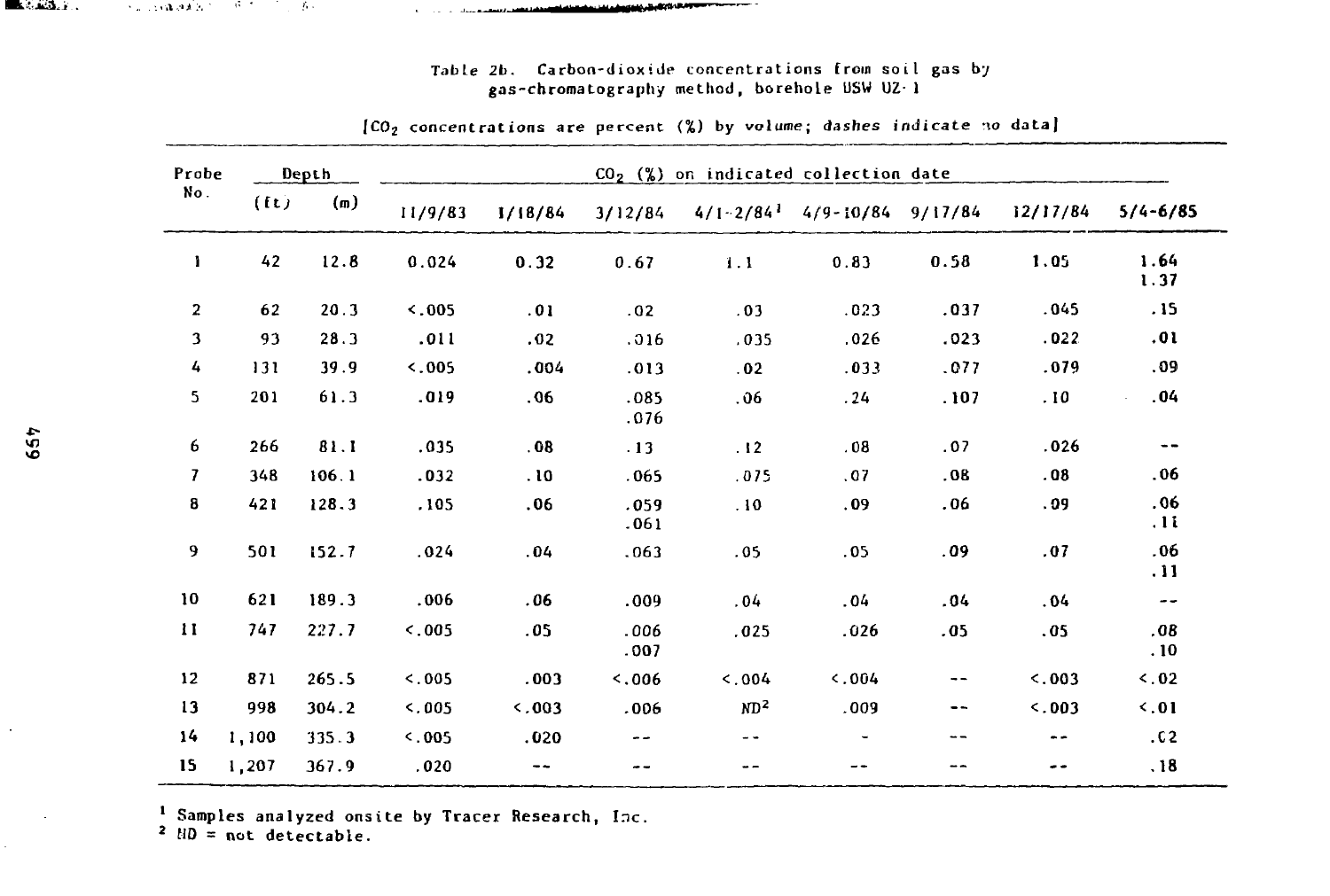Table 2b. Carbon-dioxide concentrations from soil gas by gas-chromatography method, borehole USW UZ-1

[$CO_2$ concentrations are percent (%) by volume; dashes indicate no data]

| Probe No. | Depth (ft) | Depth (m) | $CO_2$ (%) on indicated collection date: 11/9/83 | 1/18/84 | 3/12/84 | 4/1-2/84[1] | 4/9-10/84 | 9/17/84 | 12/17/84 | 5/4-6/85 |
|---|---|---|---|---|---|---|---|---|---|---|
| 1 | 42 | 12.8 | 0.024 | 0.32 | 0.67 | 1.1 | 0.83 | 0.58 | 1.05 | 1.64<br>1.37 |
| 2 | 62 | 20.3 | <.005 | .01 | .02 | .03 | .023 | .037 | .045 | .15 |
| 3 | 93 | 28.3 | .011 | .02 | .016 | .035 | .026 | .023 | .022 | .01 |
| 4 | 131 | 39.9 | <.005 | .004 | .013 | .02 | .033 | .077 | .079 | .09 |
| 5 | 201 | 61.3 | .019 | .06 | .085<br>.076 | .06 | .24 | .107 | .10 | .04 |
| 6 | 266 | 81.1 | .035 | .08 | .13 | .12 | .08 | .07 | .026 | -- |
| 7 | 348 | 106.1 | .032 | .10 | .065 | .075 | .07 | .08 | .08 | .06 |
| 8 | 421 | 128.3 | .105 | .06 | .059<br>.061 | .10 | .09 | .06 | .09 | .06<br>.11 |
| 9 | 501 | 152.7 | .024 | .04 | .063 | .05 | .05 | .09 | .07 | .06<br>.11 |
| 10 | 621 | 189.3 | .006 | .06 | .009 | .04 | .04 | .04 | .04 | -- |
| 11 | 747 | 227.7 | <.005 | .05 | .006<br>.007 | .025 | .026 | .05 | .05 | .08<br>.10 |
| 12 | 871 | 265.5 | <.005 | .003 | <.006 | <.004 | <.004 | -- | <.003 | <.02 |
| 13 | 998 | 304.2 | <.005 | <.003 | .006 | ND[2] | .009 | -- | <.003 | <.01 |
| 14 | 1,100 | 335.3 | <.005 | .020 | -- | -- | - | -- | -- | .02 |
| 15 | 1,207 | 367.9 | .020 | -- | -- | -- | -- | -- | -- | .18 |

[1] Samples analyzed onsite by Tracer Research, Inc.

[2] ND = not detectable.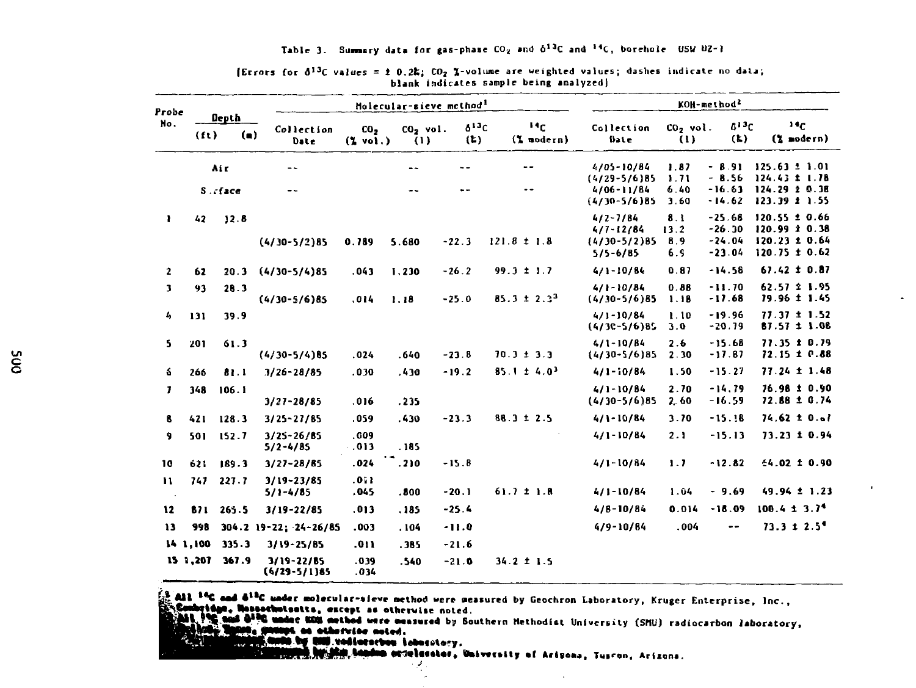Table 3. Summary data for gas-phase $CO_2$ and $\delta^{13}C$ and $^{14}C$, borehole USW UZ-1

[Errors for $\delta^{13}C$ values = ± 0.2‰; $CO_2$ %-volume are weighted values; dashes indicate no data; blank indicates sample being analyzed]

| Probe No. | Depth (ft) | Depth (m) | Molecular-sieve method[1] Collection Date | $CO_2$ (% vol.) | $CO_2$ vol. (l) | $\delta^{13}C$ (‰) | $^{14}C$ (% modern) | KOH-method[2] Collection Date | $CO_2$ vol. (l) | $\delta^{13}C$ (‰) | $^{14}C$ (% modern) |
|---|---|---|---|---|---|---|---|---|---|---|---|
| | Air | | -- | | -- | -- | -- | 4/05-10/84 | 1.87 | -8.91 | 125.63 ± 1.01 |
| | | | | | | | | (4/29-5/6)85 | 1.71 | -8.56 | 124.43 ± 1.78 |
| | Surface | | -- | | -- | -- | -- | 4/06-11/84 | 6.40 | -16.63 | 124.29 ± 0.38 |
| | | | | | | | | (4/30-5/6)85 | 3.60 | -14.62 | 123.39 ± 1.55 |
| 1 | 42 | 12.8 | | | | | | 4/2-7/84 | 8.1 | -25.68 | 120.55 ± 0.66 |
| | | | | | | | | 4/7-12/84 | 13.2 | -26.30 | 120.99 ± 0.38 |
| | | | (4/30-5/2)85 | 0.789 | 5.680 | -22.3 | 121.8 ± 1.8 | (4/30-5/2)85 | 8.9 | -24.04 | 120.23 ± 0.64 |
| | | | | | | | | 5/5-6/85 | 6.9 | -23.04 | 120.75 ± 0.62 |
| 2 | 62 | 20.3 | (4/30-5/4)85 | .043 | 1.230 | -26.2 | 99.3 ± 1.7 | 4/1-10/84 | 0.87 | -14.58 | 67.42 ± 0.87 |
| 3 | 93 | 28.3 | | | | | | 4/1-10/84 | 0.88 | -11.70 | 62.57 ± 1.95 |
| | | | (4/30-5/6)85 | .014 | 1.18 | -25.0 | 85.3 ± 2.3[3] | (4/30-5/6)85 | 1.18 | -17.68 | 79.96 ± 1.45 |
| 4 | 131 | 39.9 | | | | | | 4/1-10/84 | 1.10 | -19.96 | 77.37 ± 1.52 |
| | | | | | | | | (4/30-5/6)85 | 3.0 | -20.79 | 87.57 ± 1.08 |
| 5 | 201 | 61.3 | | | | | | 4/1-10/84 | 2.6 | -15.68 | 77.35 ± 0.79 |
| | | | (4/30-5/4)85 | .024 | .640 | -23.8 | 70.3 ± 3.3 | (4/30-5/6)85 | 2.30 | -17.87 | 72.15 ± 0.88 |
| 6 | 266 | 81.1 | 3/26-28/85 | .030 | .430 | -19.2 | 85.1 ± 4.0[3] | 4/1-10/84 | 1.50 | -15.27 | 77.24 ± 1.48 |
| 7 | 348 | 106.1 | | | | | | 4/1-10/84 | 2.70 | -14.79 | 76.98 ± 0.90 |
| | | | 3/27-28/85 | .016 | .235 | | | (4/30-5/6)85 | 2.60 | -16.59 | 72.88 ± 0.74 |
| 8 | 421 | 128.3 | 3/25-27/85 | .059 | .430 | -23.3 | 88.3 ± 2.5 | 4/1-10/84 | 3.70 | -15.18 | 74.62 ± 0.67 |
| 9 | 501 | 152.7 | 3/25-26/85 | .009 | | | | 4/1-10/84 | 2.1 | -15.13 | 73.23 ± 0.94 |
| | | | 5/2-4/85 | .013 | .185 | | | | | | |
| 10 | 621 | 189.3 | 3/27-28/85 | .024 | .210 | -15.8 | | 4/1-10/84 | 1.7 | -12.82 | 54.02 ± 0.90 |
| 11 | 747 | 227.7 | 3/19-23/85 | .011 | | | | | | | |
| | | | 5/1-4/85 | .045 | .800 | -20.1 | 61.7 ± 1.8 | 4/1-10/84 | 1.04 | -9.69 | 49.94 ± 1.23 |
| 12 | 871 | 265.5 | 3/19-22/85 | .013 | .185 | -25.4 | | 4/8-10/84 | 0.014 | -18.09 | 100.4 ± 3.7[4] |
| 13 | 998 | 304.2 | 19-22; 24-26/85 | .003 | .104 | -11.0 | | 4/9-10/84 | .004 | -- | 73.3 ± 2.5[4] |
| 14 | 1,100 | 335.3 | 3/19-25/85 | .011 | .385 | -21.6 | | | | | |
| 15 | 1,207 | 367.9 | 3/19-22/85 | .039 | .540 | -21.0 | 34.2 ± 1.5 | | | | |
| | | | (4/29-5/1)85 | .034 | | | | | | | |

[1] All $^{14}C$ and $\delta^{13}C$ under molecular-sieve method were measured by Geochron Laboratory, Kruger Enterprise, Inc., Cambridge, Massachusetts, except as otherwise noted.
[2] All $^{14}C$ and $\delta^{13}C$ under KOH method were measured by Southern Methodist University (SMU) radiocarbon laboratory, Dallas, Texas, except as otherwise noted.
[3] Analyses made by SMU radiocarbon laboratory.
[4] Analyses made by tandem accelerator, University of Arizona, Tucson, Arizona.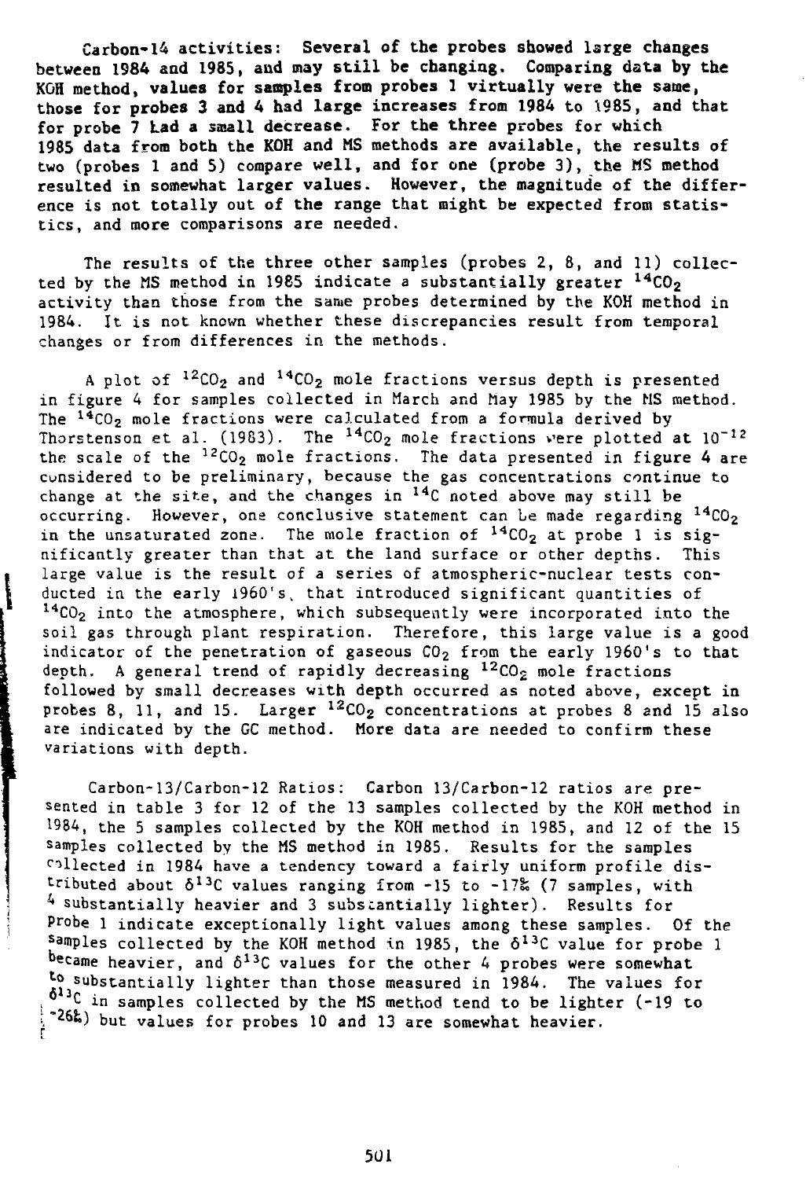Carbon-14 activities: Several of the probes showed large changes between 1984 and 1985, and may still be changing. Comparing data by the KOH method, values for samples from probes 1 virtually were the same, those for probes 3 and 4 had large increases from 1984 to 1985, and that for probe 7 had a small decrease. For the three probes for which 1985 data from both the KOH and MS methods are available, the results of two (probes 1 and 5) compare well, and for one (probe 3), the MS method resulted in somewhat larger values. However, the magnitude of the difference is not totally out of the range that might be expected from statistics, and more comparisons are needed.

The results of the three other samples (probes 2, 8, and 11) collected by the MS method in 1985 indicate a substantially greater $^{14}CO_2$ activity than those from the same probes determined by the KOH method in 1984. It is not known whether these discrepancies result from temporal changes or from differences in the methods.

A plot of $^{12}CO_2$ and $^{14}CO_2$ mole fractions versus depth is presented in figure 4 for samples collected in March and May 1985 by the MS method. The $^{14}CO_2$ mole fractions were calculated from a formula derived by Thorstenson et al. (1983). The $^{14}CO_2$ mole fractions were plotted at $10^{-12}$ the scale of the $^{12}CO_2$ mole fractions. The data presented in figure 4 are considered to be preliminary, because the gas concentrations continue to change at the site, and the changes in $^{14}C$ noted above may still be occurring. However, one conclusive statement can be made regarding $^{14}CO_2$ in the unsaturated zone. The mole fraction of $^{14}CO_2$ at probe 1 is significantly greater than that at the land surface or other depths. This large value is the result of a series of atmospheric-nuclear tests conducted in the early 1960's, that introduced significant quantities of $^{14}CO_2$ into the atmosphere, which subsequently were incorporated into the soil gas through plant respiration. Therefore, this large value is a good indicator of the penetration of gaseous $CO_2$ from the early 1960's to that depth. A general trend of rapidly decreasing $^{12}CO_2$ mole fractions followed by small decreases with depth occurred as noted above, except in probes 8, 11, and 15. Larger $^{12}CO_2$ concentrations at probes 8 and 15 also are indicated by the GC method. More data are needed to confirm these variations with depth.

Carbon-13/Carbon-12 Ratios: Carbon 13/Carbon-12 ratios are presented in table 3 for 12 of the 13 samples collected by the KOH method in 1984, the 5 samples collected by the KOH method in 1985, and 12 of the 15 samples collected by the MS method in 1985. Results for the samples collected in 1984 have a tendency toward a fairly uniform profile distributed about $\delta^{13}C$ values ranging from -15 to -17‰ (7 samples, with 4 substantially heavier and 3 substantially lighter). Results for probe 1 indicate exceptionally light values among these samples. Of the samples collected by the KOH method in 1985, the $\delta^{13}C$ value for probe 1 became heavier, and $\delta^{13}C$ values for the other 4 probes were somewhat to substantially lighter than those measured in 1984. The values for $\delta^{13}C$ in samples collected by the MS method tend to be lighter (-19 to -26‰) but values for probes 10 and 13 are somewhat heavier.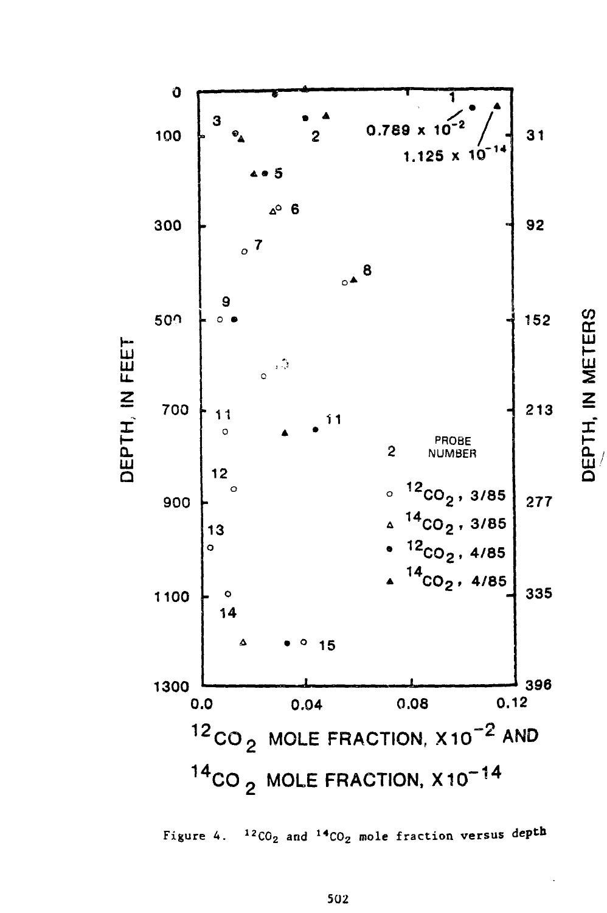Figure 4. $^{12}CO_2$ and $^{14}CO_2$ mole fraction versus depth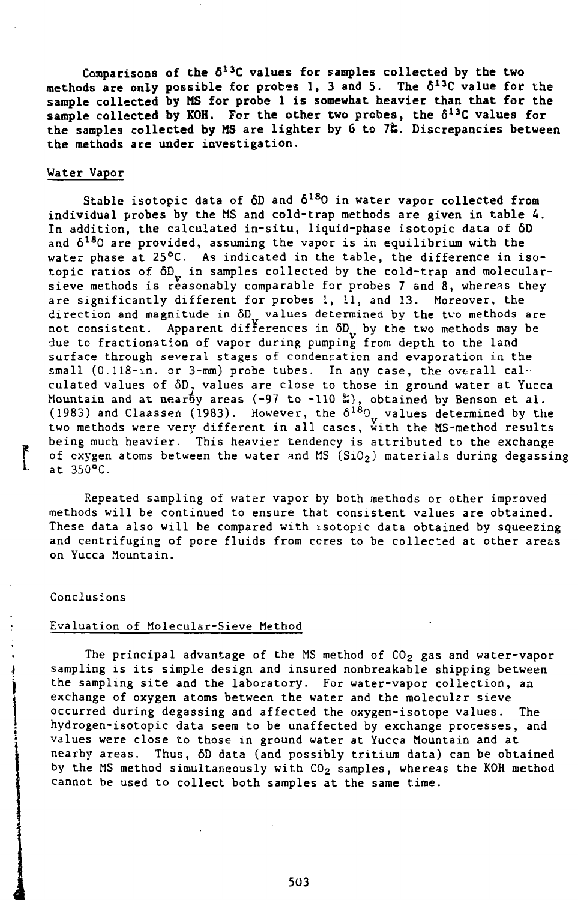Comparisons of the $\delta^{13}C$ values for samples collected by the two methods are only possible for probes 1, 3 and 5. The $\delta^{13}C$ value for the sample collected by MS for probe 1 is somewhat heavier than that for the sample collected by KOH. For the other two probes, the $\delta^{13}C$ values for the samples collected by MS are lighter by 6 to 7‰. Discrepancies between the methods are under investigation.

### Water Vapor

Stable isotopic data of $\delta D$ and $\delta^{18}O$ in water vapor collected from individual probes by the MS and cold-trap methods are given in table 4. In addition, the calculated in-situ, liquid-phase isotopic data of $\delta D$ and $\delta^{18}O$ are provided, assuming the vapor is in equilibrium with the water phase at 25°C. As indicated in the table, the difference in isotopic ratios of $\delta D_v$ in samples collected by the cold-trap and molecular-sieve methods is reasonably comparable for probes 7 and 8, whereas they are significantly different for probes 1, 11, and 13. Moreover, the direction and magnitude in $\delta D_v$ values determined by the two methods are not consistent. Apparent differences in $\delta D_v$ by the two methods may be due to fractionation of vapor during pumping from depth to the land surface through several stages of condensation and evaporation in the small (0.118-in. or 3-mm) probe tubes. In any case, the overall calculated values of $\delta D_l$ values are close to those in ground water at Yucca Mountain and at nearby areas (-97 to -110 ‰), obtained by Benson et al. (1983) and Claassen (1983). However, the $\delta^{18}O_v$ values determined by the two methods were very different in all cases, with the MS-method results being much heavier. This heavier tendency is attributed to the exchange of oxygen atoms between the water and MS ($SiO_2$) materials during degassing at 350°C.

Repeated sampling of water vapor by both methods or other improved methods will be continued to ensure that consistent values are obtained. These data also will be compared with isotopic data obtained by squeezing and centrifuging of pore fluids from cores to be collected at other areas on Yucca Mountain.

## Conclusions

### Evaluation of Molecular-Sieve Method

The principal advantage of the MS method of $CO_2$ gas and water-vapor sampling is its simple design and insured nonbreakable shipping between the sampling site and the laboratory. For water-vapor collection, an exchange of oxygen atoms between the water and the molecular sieve occurred during degassing and affected the oxygen-isotope values. The hydrogen-isotopic data seem to be unaffected by exchange processes, and values were close to those in ground water at Yucca Mountain and at nearby areas. Thus, $\delta D$ data (and possibly tritium data) can be obtained by the MS method simultaneously with $CO_2$ samples, whereas the KOH method cannot be used to collect both samples at the same time.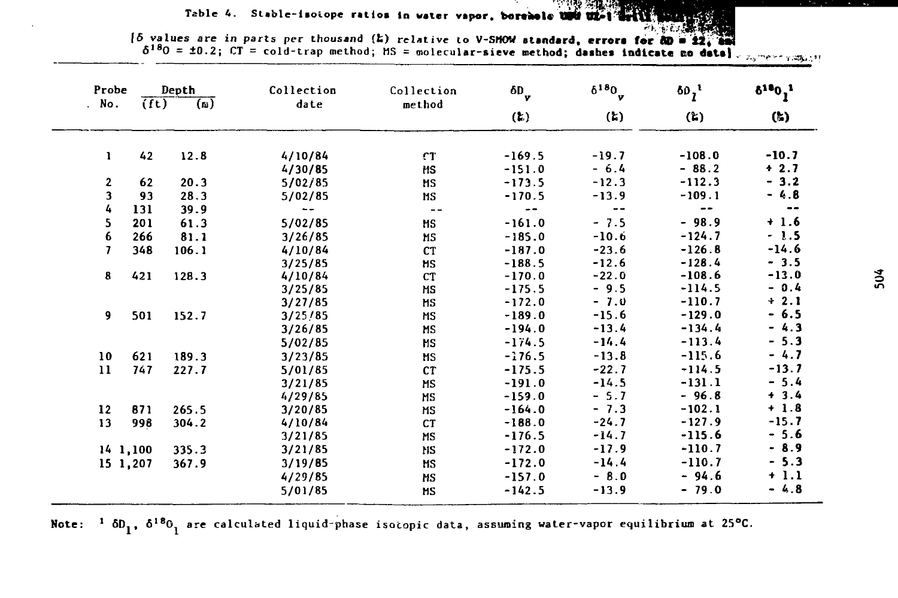Table 4. Stable-isotope ratios in water vapor, borehole USW UZ-1

[δ values are in parts per thousand (‰) relative to V-SMOW standard, errors for δD = ±2, and $\delta^{18}O$ = ±0.2; CT = cold-trap method; MS = molecular-sieve method; dashes indicate no data]

| Probe No. | Depth (ft) | Depth (m) | Collection date | Collection method | $\delta D_v$ (‰) | $\delta^{18}O_v$ (‰) | $\delta D_l$[1] (‰) | $\delta^{18}O_l$[1] (‰) |
|---|---|---|---|---|---|---|---|---|
| 1 | 42 | 12.8 | 4/10/84 | CT | -169.5 | -19.7 | -108.0 | -10.7 |
| | | | 4/30/85 | MS | -151.0 | - 6.4 | - 88.2 | + 2.7 |
| 2 | 62 | 20.3 | 5/02/85 | MS | -173.5 | -12.3 | -112.3 | - 3.2 |
| 3 | 93 | 28.3 | 5/02/85 | MS | -170.5 | -13.9 | -109.1 | - 4.8 |
| 4 | 131 | 39.9 | -- | -- | -- | -- | -- | -- |
| 5 | 201 | 61.3 | 5/02/85 | MS | -161.0 | - 7.5 | - 98.9 | + 1.6 |
| 6 | 266 | 81.1 | 3/26/85 | MS | -185.0 | -10.6 | -124.7 | - 1.5 |
| 7 | 348 | 106.1 | 4/10/84 | CT | -187.0 | -23.6 | -126.8 | -14.6 |
| | | | 3/25/85 | MS | -188.5 | -12.6 | -128.4 | - 3.5 |
| 8 | 421 | 128.3 | 4/10/84 | CT | -170.0 | -22.0 | -108.6 | -13.0 |
| | | | 3/25/85 | MS | -175.5 | - 9.5 | -114.5 | - 0.4 |
| | | | 3/27/85 | MS | -172.0 | - 7.0 | -110.7 | + 2.1 |
| 9 | 501 | 152.7 | 3/25/85 | MS | -189.0 | -15.6 | -129.0 | - 6.5 |
| | | | 3/26/85 | MS | -194.0 | -13.4 | -134.4 | - 4.3 |
| | | | 5/02/85 | MS | -174.5 | -14.4 | -113.4 | - 5.3 |
| 10 | 621 | 189.3 | 3/23/85 | MS | -176.5 | -13.8 | -115.6 | - 4.7 |
| 11 | 747 | 227.7 | 5/01/85 | CT | -175.5 | -22.7 | -114.5 | -13.7 |
| | | | 3/21/85 | MS | -191.0 | -14.5 | -131.1 | - 5.4 |
| | | | 4/29/85 | MS | -159.0 | - 5.7 | - 96.8 | + 3.4 |
| 12 | 871 | 265.5 | 3/20/85 | MS | -164.0 | - 7.3 | -102.1 | + 1.8 |
| 13 | 998 | 304.2 | 4/10/84 | CT | -188.0 | -24.7 | -127.9 | -15.7 |
| | | | 3/21/85 | MS | -176.5 | -14.7 | -115.6 | - 5.6 |
| 14 | 1,100 | 335.3 | 3/21/85 | MS | -172.0 | -17.9 | -110.7 | - 8.9 |
| 15 | 1,207 | 367.9 | 3/19/85 | MS | -172.0 | -14.4 | -110.7 | - 5.3 |
| | | | 4/29/85 | MS | -157.0 | - 8.0 | - 94.6 | + 1.1 |
| | | | 5/01/85 | MS | -142.5 | -13.9 | - 79.0 | - 4.8 |

Note: [1] $\delta D_l$, $\delta^{18}O_l$ are calculated liquid-phase isotopic data, assuming water-vapor equilibrium at 25°C.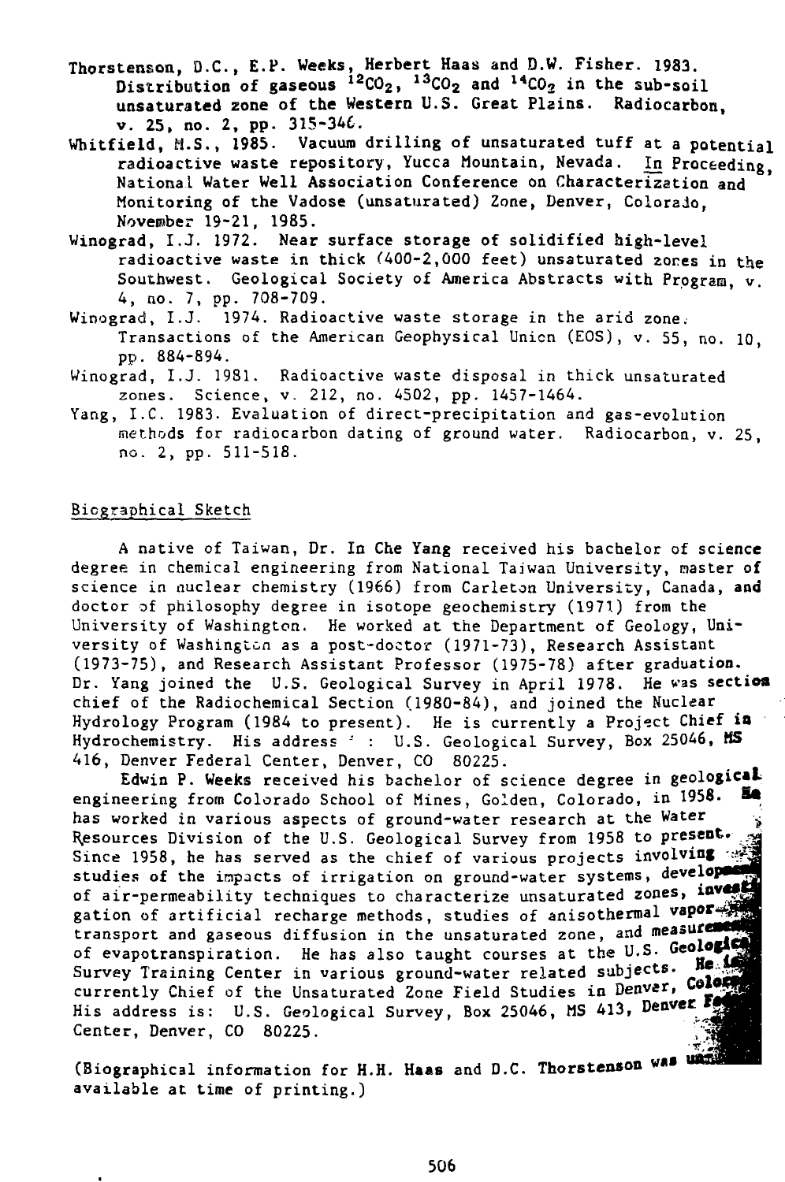Thorstenson, D.C., E.P. Weeks, Herbert Haas and D.W. Fisher. 1983. Distribution of gaseous $^{12}CO_2$, $^{13}CO_2$ and $^{14}CO_2$ in the sub-soil unsaturated zone of the Western U.S. Great Plains. Radiocarbon, v. 25, no. 2, pp. 315-346.

Whitfield, M.S., 1985. Vacuum drilling of unsaturated tuff at a potential radioactive waste repository, Yucca Mountain, Nevada. In Proceeding, National Water Well Association Conference on Characterization and Monitoring of the Vadose (unsaturated) Zone, Denver, Colorado, November 19-21, 1985.

Winograd, I.J. 1972. Near surface storage of solidified high-level radioactive waste in thick (400-2,000 feet) unsaturated zones in the Southwest. Geological Society of America Abstracts with Program, v. 4, no. 7, pp. 708-709.

Winograd, I.J. 1974. Radioactive waste storage in the arid zone. Transactions of the American Geophysical Union (EOS), v. 55, no. 10, pp. 884-894.

Winograd, I.J. 1981. Radioactive waste disposal in thick unsaturated zones. Science, v. 212, no. 4502, pp. 1457-1464.

Yang, I.C. 1983. Evaluation of direct-precipitation and gas-evolution methods for radiocarbon dating of ground water. Radiocarbon, v. 25, no. 2, pp. 511-518.

## Biographical Sketch

A native of Taiwan, Dr. In Che Yang received his bachelor of science degree in chemical engineering from National Taiwan University, master of science in nuclear chemistry (1966) from Carleton University, Canada, and doctor of philosophy degree in isotope geochemistry (1971) from the University of Washington. He worked at the Department of Geology, University of Washington as a post-doctor (1971-73), Research Assistant (1973-75), and Research Assistant Professor (1975-78) after graduation. Dr. Yang joined the U.S. Geological Survey in April 1978. He was section chief of the Radiochemical Section (1980-84), and joined the Nuclear Hydrology Program (1984 to present). He is currently a Project Chief in Hydrochemistry. His address : U.S. Geological Survey, Box 25046, MS 416, Denver Federal Center, Denver, CO 80225.

Edwin P. Weeks received his bachelor of science degree in geological engineering from Colorado School of Mines, Golden, Colorado, in 1958. He has worked in various aspects of ground-water research at the Water Resources Division of the U.S. Geological Survey from 1958 to present. Since 1958, he has served as the chief of various projects involving studies of the impacts of irrigation on ground-water systems, development of air-permeability techniques to characterize unsaturated zones, investigation of artificial recharge methods, studies of anisothermal vapor transport and gaseous diffusion in the unsaturated zone, and measurement of evapotranspiration. He has also taught courses at the U.S. Geological Survey Training Center in various ground-water related subjects. He is currently Chief of the Unsaturated Zone Field Studies in Denver, Colorado. His address is: U.S. Geological Survey, Box 25046, MS 413, Denver Federal Center, Denver, CO 80225.

(Biographical information for H.H. Haas and D.C. Thorstenson was unavailable at time of printing.)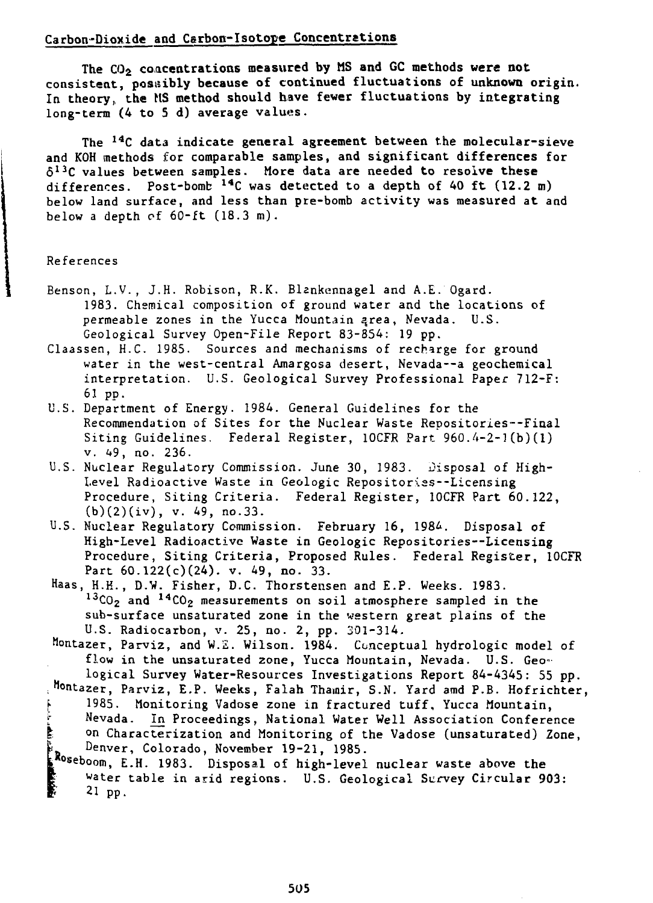## Carbon-Dioxide and Carbon-Isotope Concentrations

The $CO_2$ concentrations measured by MS and GC methods were not consistent, possibly because of continued fluctuations of unknown origin. In theory, the MS method should have fewer fluctuations by integrating long-term (4 to 5 d) average values.

The $^{14}C$ data indicate general agreement between the molecular-sieve and KOH methods for comparable samples, and significant differences for $\delta^{13}C$ values between samples. More data are needed to resolve these differences. Post-bomb $^{14}C$ was detected to a depth of 40 ft (12.2 m) below land surface, and less than pre-bomb activity was measured at and below a depth of 60-ft (18.3 m).

## References

Benson, L.V., J.H. Robison, R.K. Blankennagel and A.E. Ogard. 1983. Chemical composition of ground water and the locations of permeable zones in the Yucca Mountain area, Nevada. U.S. Geological Survey Open-File Report 83-854: 19 pp.

Claassen, H.C. 1985. Sources and mechanisms of recharge for ground water in the west-central Amargosa desert, Nevada--a geochemical interpretation. U.S. Geological Survey Professional Paper 712-F: 61 pp.

U.S. Department of Energy. 1984. General Guidelines for the Recommendation of Sites for the Nuclear Waste Repositories--Final Siting Guidelines. Federal Register, 10CFR Part 960.4-2-1(b)(1) v. 49, no. 236.

U.S. Nuclear Regulatory Commission. June 30, 1983. Disposal of High-Level Radioactive Waste in Geologic Repositories--Licensing Procedure, Siting Criteria. Federal Register, 10CFR Part 60.122, (b)(2)(iv), v. 49, no.33.

U.S. Nuclear Regulatory Commission. February 16, 1984. Disposal of High-Level Radioactive Waste in Geologic Repositories--Licensing Procedure, Siting Criteria, Proposed Rules. Federal Register, 10CFR Part 60.122(c)(24). v. 49, no. 33.

Haas, H.H., D.W. Fisher, D.C. Thorstensen and E.P. Weeks. 1983. $^{13}CO_2$ and $^{14}CO_2$ measurements on soil atmosphere sampled in the sub-surface unsaturated zone in the western great plains of the U.S. Radiocarbon, v. 25, no. 2, pp. 301-314.

Montazer, Parviz, and W.E. Wilson. 1984. Conceptual hydrologic model of flow in the unsaturated zone, Yucca Mountain, Nevada. U.S. Geological Survey Water-Resources Investigations Report 84-4345: 55 pp.

Montazer, Parviz, E.P. Weeks, Falah Thamir, S.N. Yard amd P.B. Hofrichter, 1985. Monitoring Vadose zone in fractured tuff, Yucca Mountain, Nevada. In Proceedings, National Water Well Association Conference on Characterization and Monitoring of the Vadose (unsaturated) Zone, Denver, Colorado, November 19-21, 1985.

Roseboom, E.H. 1983. Disposal of high-level nuclear waste above the water table in arid regions. U.S. Geological Survey Circular 903: 21 pp.